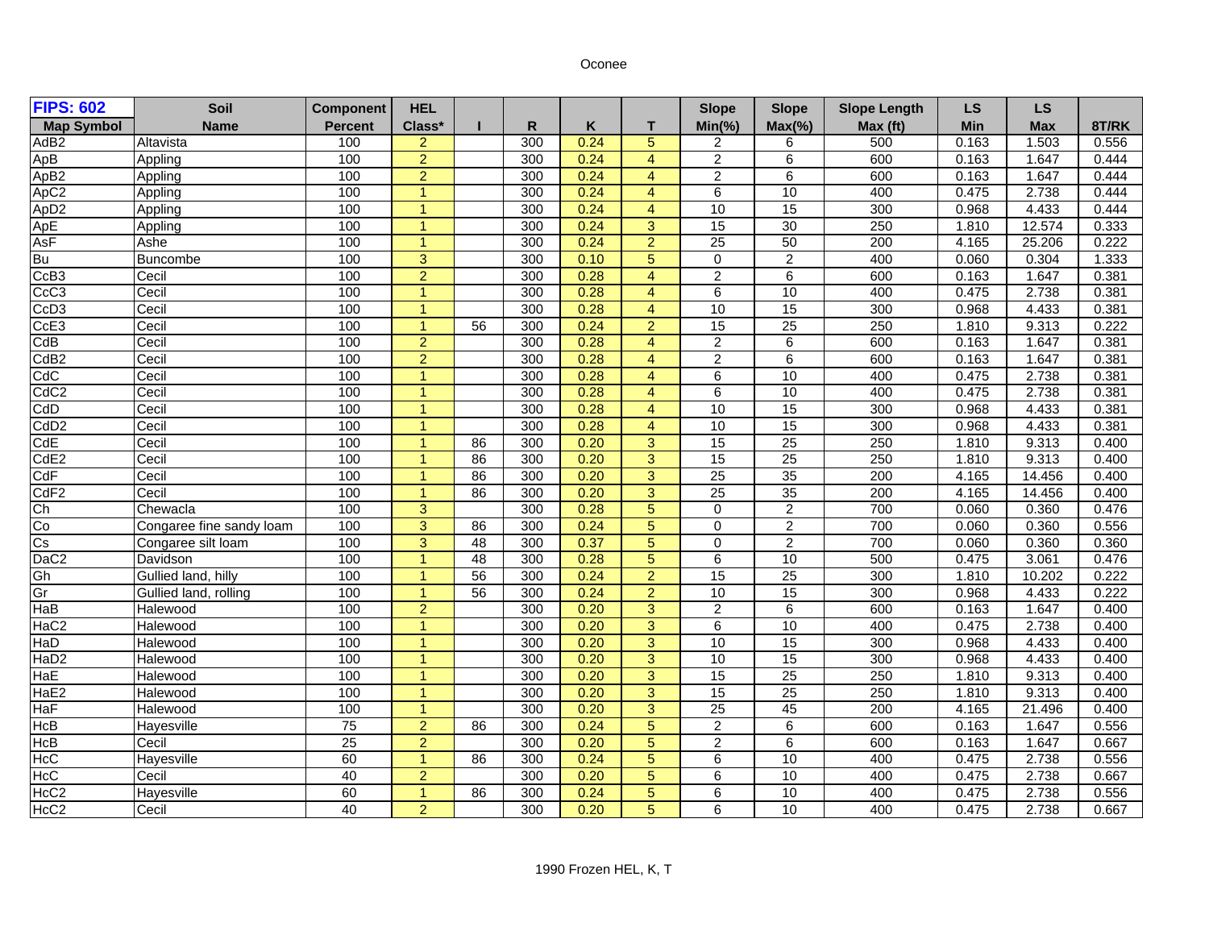Oconee

| FIPS: 602 | Soil | Component | HEL | | | | | Slope | Slope | Slope Length | LS | LS | |
|---|---|---|---|---|---|---|---|---|---|---|---|---|---|
| Map Symbol | Name | Percent | Class* | I | R | K | T | Min(%) | Max(%) | Max (ft) | Min | Max | 8T/RK |
| AdB2 | Altavista | 100 | 2 | | 300 | 0.24 | 5 | 2 | 6 | 500 | 0.163 | 1.503 | 0.556 |
| ApB | Appling | 100 | 2 | | 300 | 0.24 | 4 | 2 | 6 | 600 | 0.163 | 1.647 | 0.444 |
| ApB2 | Appling | 100 | 2 | | 300 | 0.24 | 4 | 2 | 6 | 600 | 0.163 | 1.647 | 0.444 |
| ApC2 | Appling | 100 | 1 | | 300 | 0.24 | 4 | 6 | 10 | 400 | 0.475 | 2.738 | 0.444 |
| ApD2 | Appling | 100 | 1 | | 300 | 0.24 | 4 | 10 | 15 | 300 | 0.968 | 4.433 | 0.444 |
| ApE | Appling | 100 | 1 | | 300 | 0.24 | 3 | 15 | 30 | 250 | 1.810 | 12.574 | 0.333 |
| AsF | Ashe | 100 | 1 | | 300 | 0.24 | 2 | 25 | 50 | 200 | 4.165 | 25.206 | 0.222 |
| Bu | Buncombe | 100 | 3 | | 300 | 0.10 | 5 | 0 | 2 | 400 | 0.060 | 0.304 | 1.333 |
| CcB3 | Cecil | 100 | 2 | | 300 | 0.28 | 4 | 2 | 6 | 600 | 0.163 | 1.647 | 0.381 |
| CcC3 | Cecil | 100 | 1 | | 300 | 0.28 | 4 | 6 | 10 | 400 | 0.475 | 2.738 | 0.381 |
| CcD3 | Cecil | 100 | 1 | | 300 | 0.28 | 4 | 10 | 15 | 300 | 0.968 | 4.433 | 0.381 |
| CcE3 | Cecil | 100 | 1 | 56 | 300 | 0.24 | 2 | 15 | 25 | 250 | 1.810 | 9.313 | 0.222 |
| CdB | Cecil | 100 | 2 | | 300 | 0.28 | 4 | 2 | 6 | 600 | 0.163 | 1.647 | 0.381 |
| CdB2 | Cecil | 100 | 2 | | 300 | 0.28 | 4 | 2 | 6 | 600 | 0.163 | 1.647 | 0.381 |
| CdC | Cecil | 100 | 1 | | 300 | 0.28 | 4 | 6 | 10 | 400 | 0.475 | 2.738 | 0.381 |
| CdC2 | Cecil | 100 | 1 | | 300 | 0.28 | 4 | 6 | 10 | 400 | 0.475 | 2.738 | 0.381 |
| CdD | Cecil | 100 | 1 | | 300 | 0.28 | 4 | 10 | 15 | 300 | 0.968 | 4.433 | 0.381 |
| CdD2 | Cecil | 100 | 1 | | 300 | 0.28 | 4 | 10 | 15 | 300 | 0.968 | 4.433 | 0.381 |
| CdE | Cecil | 100 | 1 | 86 | 300 | 0.20 | 3 | 15 | 25 | 250 | 1.810 | 9.313 | 0.400 |
| CdE2 | Cecil | 100 | 1 | 86 | 300 | 0.20 | 3 | 15 | 25 | 250 | 1.810 | 9.313 | 0.400 |
| CdF | Cecil | 100 | 1 | 86 | 300 | 0.20 | 3 | 25 | 35 | 200 | 4.165 | 14.456 | 0.400 |
| CdF2 | Cecil | 100 | 1 | 86 | 300 | 0.20 | 3 | 25 | 35 | 200 | 4.165 | 14.456 | 0.400 |
| Ch | Chewacla | 100 | 3 | | 300 | 0.28 | 5 | 0 | 2 | 700 | 0.060 | 0.360 | 0.476 |
| Co | Congaree fine sandy loam | 100 | 3 | 86 | 300 | 0.24 | 5 | 0 | 2 | 700 | 0.060 | 0.360 | 0.556 |
| Cs | Congaree silt loam | 100 | 3 | 48 | 300 | 0.37 | 5 | 0 | 2 | 700 | 0.060 | 0.360 | 0.360 |
| DaC2 | Davidson | 100 | 1 | 48 | 300 | 0.28 | 5 | 6 | 10 | 500 | 0.475 | 3.061 | 0.476 |
| Gh | Gullied land, hilly | 100 | 1 | 56 | 300 | 0.24 | 2 | 15 | 25 | 300 | 1.810 | 10.202 | 0.222 |
| Gr | Gullied land, rolling | 100 | 1 | 56 | 300 | 0.24 | 2 | 10 | 15 | 300 | 0.968 | 4.433 | 0.222 |
| HaB | Halewood | 100 | 2 | | 300 | 0.20 | 3 | 2 | 6 | 600 | 0.163 | 1.647 | 0.400 |
| HaC2 | Halewood | 100 | 1 | | 300 | 0.20 | 3 | 6 | 10 | 400 | 0.475 | 2.738 | 0.400 |
| HaD | Halewood | 100 | 1 | | 300 | 0.20 | 3 | 10 | 15 | 300 | 0.968 | 4.433 | 0.400 |
| HaD2 | Halewood | 100 | 1 | | 300 | 0.20 | 3 | 10 | 15 | 300 | 0.968 | 4.433 | 0.400 |
| HaE | Halewood | 100 | 1 | | 300 | 0.20 | 3 | 15 | 25 | 250 | 1.810 | 9.313 | 0.400 |
| HaE2 | Halewood | 100 | 1 | | 300 | 0.20 | 3 | 15 | 25 | 250 | 1.810 | 9.313 | 0.400 |
| HaF | Halewood | 100 | 1 | | 300 | 0.20 | 3 | 25 | 45 | 200 | 4.165 | 21.496 | 0.400 |
| HcB | Hayesville | 75 | 2 | 86 | 300 | 0.24 | 5 | 2 | 6 | 600 | 0.163 | 1.647 | 0.556 |
| HcB | Cecil | 25 | 2 | | 300 | 0.20 | 5 | 2 | 6 | 600 | 0.163 | 1.647 | 0.667 |
| HcC | Hayesville | 60 | 1 | 86 | 300 | 0.24 | 5 | 6 | 10 | 400 | 0.475 | 2.738 | 0.556 |
| HcC | Cecil | 40 | 2 | | 300 | 0.20 | 5 | 6 | 10 | 400 | 0.475 | 2.738 | 0.667 |
| HcC2 | Hayesville | 60 | 1 | 86 | 300 | 0.24 | 5 | 6 | 10 | 400 | 0.475 | 2.738 | 0.556 |
| HcC2 | Cecil | 40 | 2 | | 300 | 0.20 | 5 | 6 | 10 | 400 | 0.475 | 2.738 | 0.667 |

1990 Frozen HEL, K, T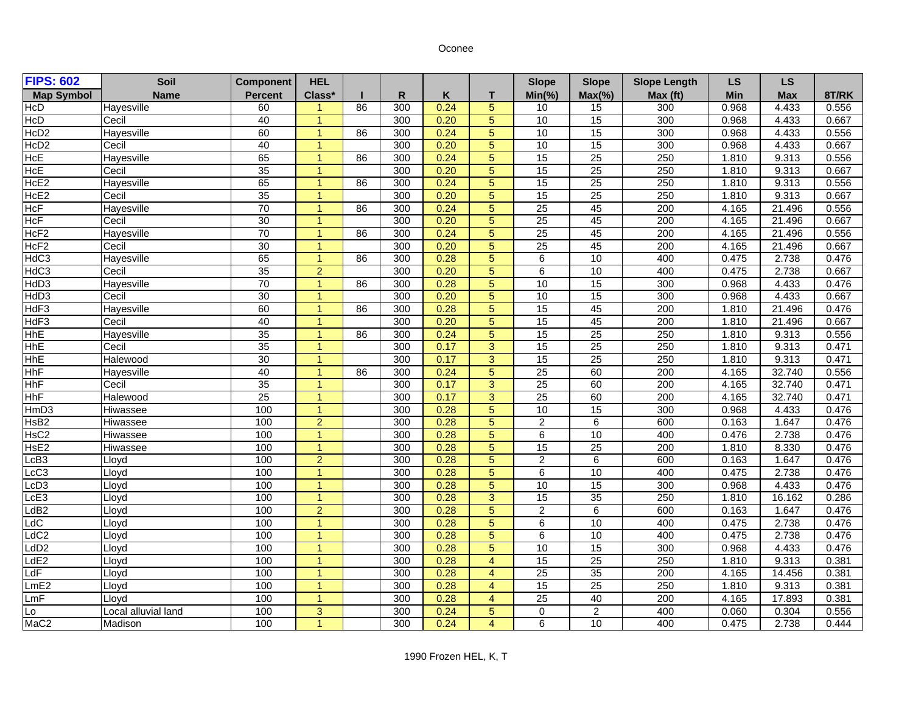Oconee

| FIPS: 602 | Soil | Component | HEL | | | | | Slope | Slope | Slope Length | LS | LS | |
|---|---|---|---|---|---|---|---|---|---|---|---|---|---|
| Map Symbol | Name | Percent | Class* | I | R | K | T | Min(%) | Max(%) | Max (ft) | Min | Max | 8T/RK |
| HcD | Hayesville | 60 | 1 | 86 | 300 | 0.24 | 5 | 10 | 15 | 300 | 0.968 | 4.433 | 0.556 |
| HcD | Cecil | 40 | 1 | | 300 | 0.20 | 5 | 10 | 15 | 300 | 0.968 | 4.433 | 0.667 |
| HcD2 | Hayesville | 60 | 1 | 86 | 300 | 0.24 | 5 | 10 | 15 | 300 | 0.968 | 4.433 | 0.556 |
| HcD2 | Cecil | 40 | 1 | | 300 | 0.20 | 5 | 10 | 15 | 300 | 0.968 | 4.433 | 0.667 |
| HcE | Hayesville | 65 | 1 | 86 | 300 | 0.24 | 5 | 15 | 25 | 250 | 1.810 | 9.313 | 0.556 |
| HcE | Cecil | 35 | 1 | | 300 | 0.20 | 5 | 15 | 25 | 250 | 1.810 | 9.313 | 0.667 |
| HcE2 | Hayesville | 65 | 1 | 86 | 300 | 0.24 | 5 | 15 | 25 | 250 | 1.810 | 9.313 | 0.556 |
| HcE2 | Cecil | 35 | 1 | | 300 | 0.20 | 5 | 15 | 25 | 250 | 1.810 | 9.313 | 0.667 |
| HcF | Hayesville | 70 | 1 | 86 | 300 | 0.24 | 5 | 25 | 45 | 200 | 4.165 | 21.496 | 0.556 |
| HcF | Cecil | 30 | 1 | | 300 | 0.20 | 5 | 25 | 45 | 200 | 4.165 | 21.496 | 0.667 |
| HcF2 | Hayesville | 70 | 1 | 86 | 300 | 0.24 | 5 | 25 | 45 | 200 | 4.165 | 21.496 | 0.556 |
| HcF2 | Cecil | 30 | 1 | | 300 | 0.20 | 5 | 25 | 45 | 200 | 4.165 | 21.496 | 0.667 |
| HdC3 | Hayesville | 65 | 1 | 86 | 300 | 0.28 | 5 | 6 | 10 | 400 | 0.475 | 2.738 | 0.476 |
| HdC3 | Cecil | 35 | 2 | | 300 | 0.20 | 5 | 6 | 10 | 400 | 0.475 | 2.738 | 0.667 |
| HdD3 | Hayesville | 70 | 1 | 86 | 300 | 0.28 | 5 | 10 | 15 | 300 | 0.968 | 4.433 | 0.476 |
| HdD3 | Cecil | 30 | 1 | | 300 | 0.20 | 5 | 10 | 15 | 300 | 0.968 | 4.433 | 0.667 |
| HdF3 | Hayesville | 60 | 1 | 86 | 300 | 0.28 | 5 | 15 | 45 | 200 | 1.810 | 21.496 | 0.476 |
| HdF3 | Cecil | 40 | 1 | | 300 | 0.20 | 5 | 15 | 45 | 200 | 1.810 | 21.496 | 0.667 |
| HhE | Hayesville | 35 | 1 | 86 | 300 | 0.24 | 5 | 15 | 25 | 250 | 1.810 | 9.313 | 0.556 |
| HhE | Cecil | 35 | 1 | | 300 | 0.17 | 3 | 15 | 25 | 250 | 1.810 | 9.313 | 0.471 |
| HhE | Halewood | 30 | 1 | | 300 | 0.17 | 3 | 15 | 25 | 250 | 1.810 | 9.313 | 0.471 |
| HhF | Hayesville | 40 | 1 | 86 | 300 | 0.24 | 5 | 25 | 60 | 200 | 4.165 | 32.740 | 0.556 |
| HhF | Cecil | 35 | 1 | | 300 | 0.17 | 3 | 25 | 60 | 200 | 4.165 | 32.740 | 0.471 |
| HhF | Halewood | 25 | 1 | | 300 | 0.17 | 3 | 25 | 60 | 200 | 4.165 | 32.740 | 0.471 |
| HmD3 | Hiwassee | 100 | 1 | | 300 | 0.28 | 5 | 10 | 15 | 300 | 0.968 | 4.433 | 0.476 |
| HsB2 | Hiwassee | 100 | 2 | | 300 | 0.28 | 5 | 2 | 6 | 600 | 0.163 | 1.647 | 0.476 |
| HsC2 | Hiwassee | 100 | 1 | | 300 | 0.28 | 5 | 6 | 10 | 400 | 0.476 | 2.738 | 0.476 |
| HsE2 | Hiwassee | 100 | 1 | | 300 | 0.28 | 5 | 15 | 25 | 200 | 1.810 | 8.330 | 0.476 |
| LcB3 | Lloyd | 100 | 2 | | 300 | 0.28 | 5 | 2 | 6 | 600 | 0.163 | 1.647 | 0.476 |
| LcC3 | Lloyd | 100 | 1 | | 300 | 0.28 | 5 | 6 | 10 | 400 | 0.475 | 2.738 | 0.476 |
| LcD3 | Lloyd | 100 | 1 | | 300 | 0.28 | 5 | 10 | 15 | 300 | 0.968 | 4.433 | 0.476 |
| LcE3 | Lloyd | 100 | 1 | | 300 | 0.28 | 3 | 15 | 35 | 250 | 1.810 | 16.162 | 0.286 |
| LdB2 | Lloyd | 100 | 2 | | 300 | 0.28 | 5 | 2 | 6 | 600 | 0.163 | 1.647 | 0.476 |
| LdC | Lloyd | 100 | 1 | | 300 | 0.28 | 5 | 6 | 10 | 400 | 0.475 | 2.738 | 0.476 |
| LdC2 | Lloyd | 100 | 1 | | 300 | 0.28 | 5 | 6 | 10 | 400 | 0.475 | 2.738 | 0.476 |
| LdD2 | Lloyd | 100 | 1 | | 300 | 0.28 | 5 | 10 | 15 | 300 | 0.968 | 4.433 | 0.476 |
| LdE2 | Lloyd | 100 | 1 | | 300 | 0.28 | 4 | 15 | 25 | 250 | 1.810 | 9.313 | 0.381 |
| LdF | Lloyd | 100 | 1 | | 300 | 0.28 | 4 | 25 | 35 | 200 | 4.165 | 14.456 | 0.381 |
| LmE2 | Lloyd | 100 | 1 | | 300 | 0.28 | 4 | 15 | 25 | 250 | 1.810 | 9.313 | 0.381 |
| LmF | Lloyd | 100 | 1 | | 300 | 0.28 | 4 | 25 | 40 | 200 | 4.165 | 17.893 | 0.381 |
| Lo | Local alluvial land | 100 | 3 | | 300 | 0.24 | 5 | 0 | 2 | 400 | 0.060 | 0.304 | 0.556 |
| MaC2 | Madison | 100 | 1 | | 300 | 0.24 | 4 | 6 | 10 | 400 | 0.475 | 2.738 | 0.444 |

1990 Frozen HEL, K, T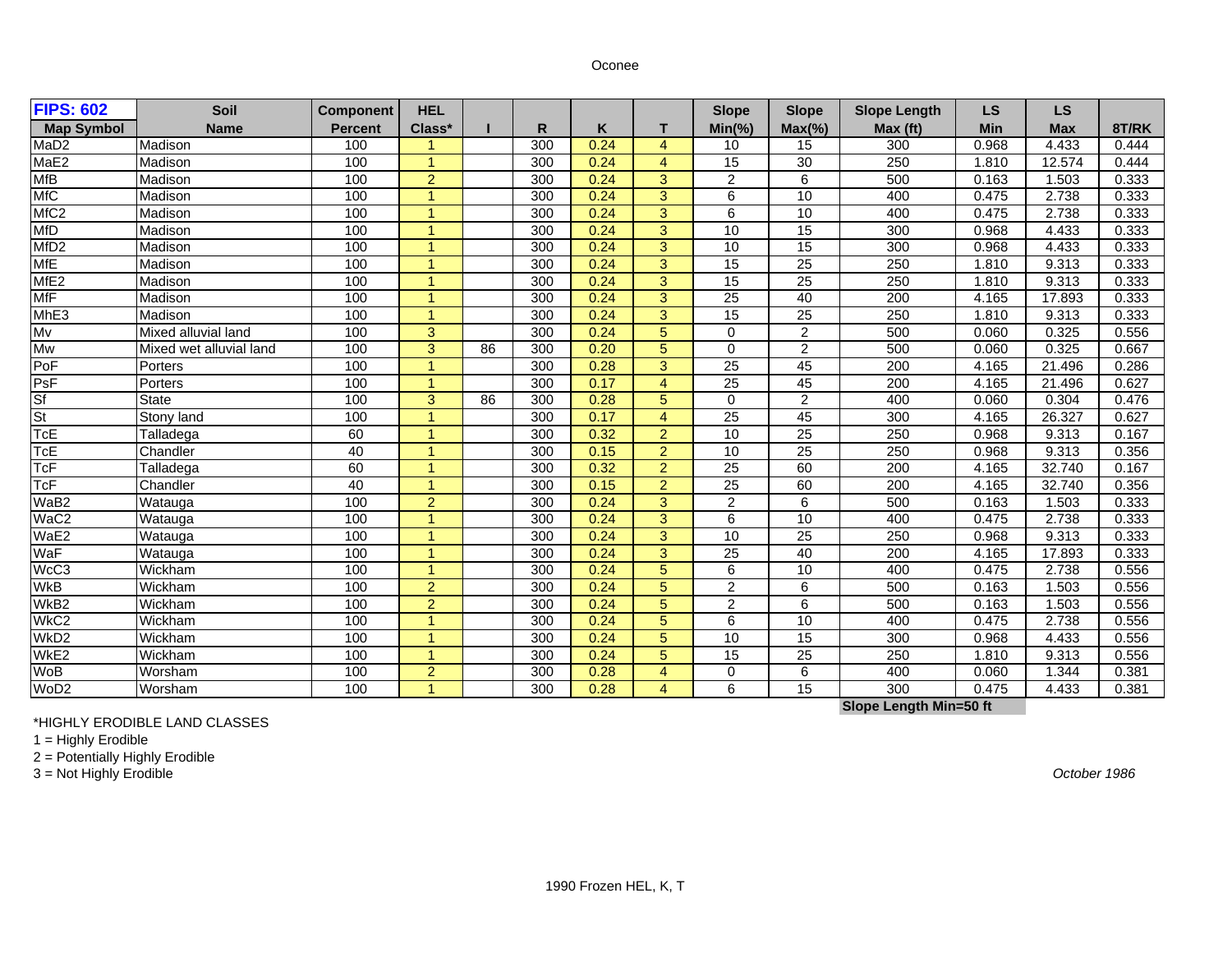Oconee

| FIPS: 602 | Soil | Component | HEL | | | | | Slope | Slope | Slope Length | LS | LS | |
|---|---|---|---|---|---|---|---|---|---|---|---|---|---|
| Map Symbol | Name | Percent | Class* | I | R | K | T | Min(%) | Max(%) | Max (ft) | Min | Max | 8T/RK |
| MaD2 | Madison | 100 | 1 | | 300 | 0.24 | 4 | 10 | 15 | 300 | 0.968 | 4.433 | 0.444 |
| MaE2 | Madison | 100 | 1 | | 300 | 0.24 | 4 | 15 | 30 | 250 | 1.810 | 12.574 | 0.444 |
| MfB | Madison | 100 | 2 | | 300 | 0.24 | 3 | 2 | 6 | 500 | 0.163 | 1.503 | 0.333 |
| MfC | Madison | 100 | 1 | | 300 | 0.24 | 3 | 6 | 10 | 400 | 0.475 | 2.738 | 0.333 |
| MfC2 | Madison | 100 | 1 | | 300 | 0.24 | 3 | 6 | 10 | 400 | 0.475 | 2.738 | 0.333 |
| MfD | Madison | 100 | 1 | | 300 | 0.24 | 3 | 10 | 15 | 300 | 0.968 | 4.433 | 0.333 |
| MfD2 | Madison | 100 | 1 | | 300 | 0.24 | 3 | 10 | 15 | 300 | 0.968 | 4.433 | 0.333 |
| MfE | Madison | 100 | 1 | | 300 | 0.24 | 3 | 15 | 25 | 250 | 1.810 | 9.313 | 0.333 |
| MfE2 | Madison | 100 | 1 | | 300 | 0.24 | 3 | 15 | 25 | 250 | 1.810 | 9.313 | 0.333 |
| MfF | Madison | 100 | 1 | | 300 | 0.24 | 3 | 25 | 40 | 200 | 4.165 | 17.893 | 0.333 |
| MhE3 | Madison | 100 | 1 | | 300 | 0.24 | 3 | 15 | 25 | 250 | 1.810 | 9.313 | 0.333 |
| Mv | Mixed alluvial land | 100 | 3 | | 300 | 0.24 | 5 | 0 | 2 | 500 | 0.060 | 0.325 | 0.556 |
| Mw | Mixed wet alluvial land | 100 | 3 | 86 | 300 | 0.20 | 5 | 0 | 2 | 500 | 0.060 | 0.325 | 0.667 |
| PoF | Porters | 100 | 1 | | 300 | 0.28 | 3 | 25 | 45 | 200 | 4.165 | 21.496 | 0.286 |
| PsF | Porters | 100 | 1 | | 300 | 0.17 | 4 | 25 | 45 | 200 | 4.165 | 21.496 | 0.627 |
| Sf | State | 100 | 3 | 86 | 300 | 0.28 | 5 | 0 | 2 | 400 | 0.060 | 0.304 | 0.476 |
| St | Stony land | 100 | 1 | | 300 | 0.17 | 4 | 25 | 45 | 300 | 4.165 | 26.327 | 0.627 |
| TcE | Talladega | 60 | 1 | | 300 | 0.32 | 2 | 10 | 25 | 250 | 0.968 | 9.313 | 0.167 |
| TcE | Chandler | 40 | 1 | | 300 | 0.15 | 2 | 10 | 25 | 250 | 0.968 | 9.313 | 0.356 |
| TcF | Talladega | 60 | 1 | | 300 | 0.32 | 2 | 25 | 60 | 200 | 4.165 | 32.740 | 0.167 |
| TcF | Chandler | 40 | 1 | | 300 | 0.15 | 2 | 25 | 60 | 200 | 4.165 | 32.740 | 0.356 |
| WaB2 | Watauga | 100 | 2 | | 300 | 0.24 | 3 | 2 | 6 | 500 | 0.163 | 1.503 | 0.333 |
| WaC2 | Watauga | 100 | 1 | | 300 | 0.24 | 3 | 6 | 10 | 400 | 0.475 | 2.738 | 0.333 |
| WaE2 | Watauga | 100 | 1 | | 300 | 0.24 | 3 | 10 | 25 | 250 | 0.968 | 9.313 | 0.333 |
| WaF | Watauga | 100 | 1 | | 300 | 0.24 | 3 | 25 | 40 | 200 | 4.165 | 17.893 | 0.333 |
| WcC3 | Wickham | 100 | 1 | | 300 | 0.24 | 5 | 6 | 10 | 400 | 0.475 | 2.738 | 0.556 |
| WkB | Wickham | 100 | 2 | | 300 | 0.24 | 5 | 2 | 6 | 500 | 0.163 | 1.503 | 0.556 |
| WkB2 | Wickham | 100 | 2 | | 300 | 0.24 | 5 | 2 | 6 | 500 | 0.163 | 1.503 | 0.556 |
| WkC2 | Wickham | 100 | 1 | | 300 | 0.24 | 5 | 6 | 10 | 400 | 0.475 | 2.738 | 0.556 |
| WkD2 | Wickham | 100 | 1 | | 300 | 0.24 | 5 | 10 | 15 | 300 | 0.968 | 4.433 | 0.556 |
| WkE2 | Wickham | 100 | 1 | | 300 | 0.24 | 5 | 15 | 25 | 250 | 1.810 | 9.313 | 0.556 |
| WoB | Worsham | 100 | 2 | | 300 | 0.28 | 4 | 0 | 6 | 400 | 0.060 | 1.344 | 0.381 |
| WoD2 | Worsham | 100 | 1 | | 300 | 0.28 | 4 | 6 | 15 | 300 | 0.475 | 4.433 | 0.381 |

**Slope Length Min=50 ft**

*HIGHLY ERODIBLE LAND CLASSES

1 = Highly Erodible

2 = Potentially Highly Erodible

3 = Not Highly Erodible

*October 1986*

1990 Frozen HEL, K, T